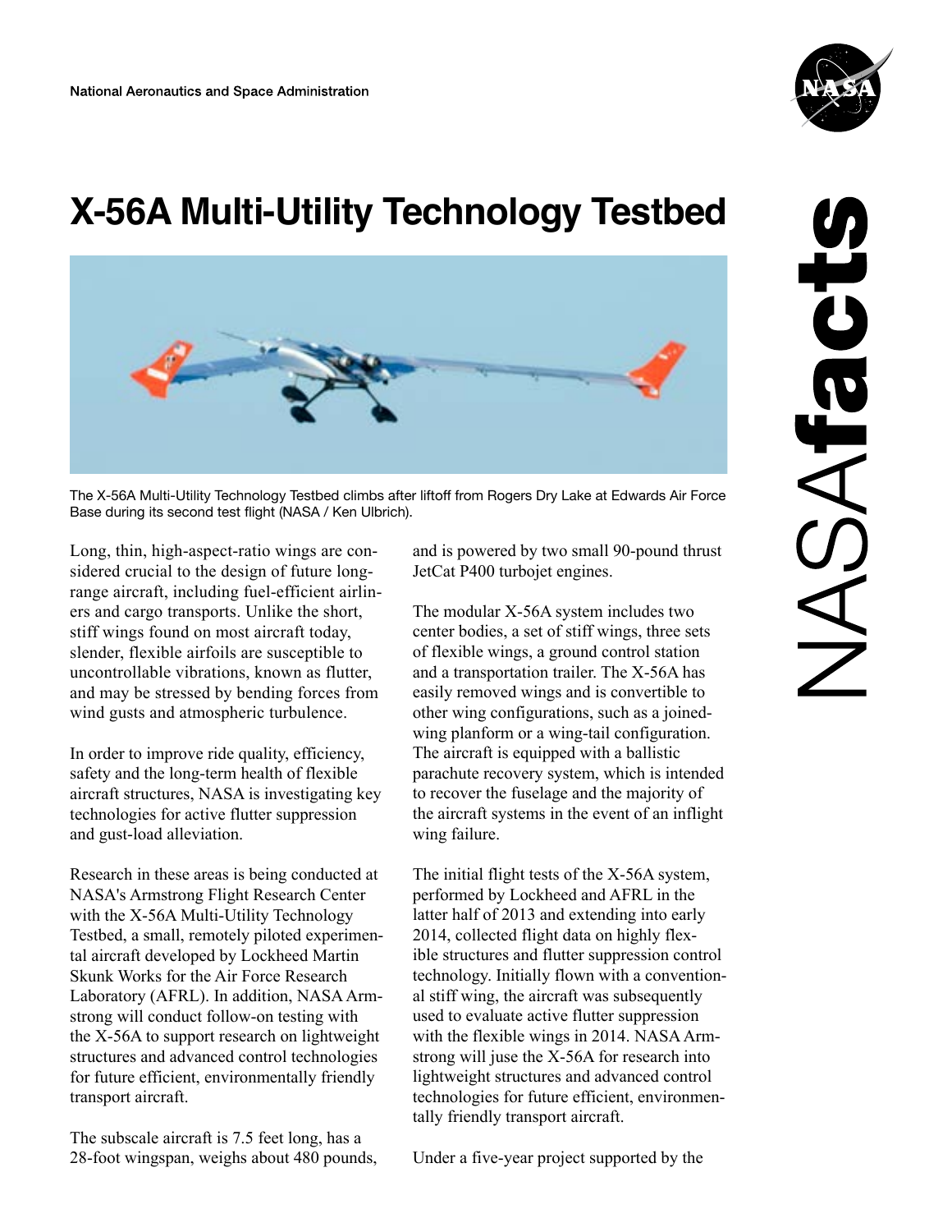National Aeronautics and Space Administration

# X-56A Multi-Utility Technology Testbed

The X-56A Multi-Utility Technology Testbed climbs after liftoff from Rogers Dry Lake at Edwards Air Force Base during its second test flight (NASA / Ken Ulbrich).

Long, thin, high-aspect-ratio wings are considered crucial to the design of future long-range aircraft, including fuel-efficient airliners and cargo transports. Unlike the short, stiff wings found on most aircraft today, slender, flexible airfoils are susceptible to uncontrollable vibrations, known as flutter, and may be stressed by bending forces from wind gusts and atmospheric turbulence.

In order to improve ride quality, efficiency, safety and the long-term health of flexible aircraft structures, NASA is investigating key technologies for active flutter suppression and gust-load alleviation.

Research in these areas is being conducted at NASA's Armstrong Flight Research Center with the X-56A Multi-Utility Technology Testbed, a small, remotely piloted experimental aircraft developed by Lockheed Martin Skunk Works for the Air Force Research Laboratory (AFRL). In addition, NASA Armstrong will conduct follow-on testing with the X-56A to support research on lightweight structures and advanced control technologies for future efficient, environmentally friendly transport aircraft.

The subscale aircraft is 7.5 feet long, has a 28-foot wingspan, weighs about 480 pounds, and is powered by two small 90-pound thrust JetCat P400 turbojet engines.

The modular X-56A system includes two center bodies, a set of stiff wings, three sets of flexible wings, a ground control station and a transportation trailer. The X-56A has easily removed wings and is convertible to other wing configurations, such as a joined-wing planform or a wing-tail configuration. The aircraft is equipped with a ballistic parachute recovery system, which is intended to recover the fuselage and the majority of the aircraft systems in the event of an inflight wing failure.

The initial flight tests of the X-56A system, performed by Lockheed and AFRL in the latter half of 2013 and extending into early 2014, collected flight data on highly flexible structures and flutter suppression control technology. Initially flown with a conventional stiff wing, the aircraft was subsequently used to evaluate active flutter suppression with the flexible wings in 2014. NASA Armstrong will juse the X-56A for research into lightweight structures and advanced control technologies for future efficient, environmentally friendly transport aircraft.

Under a five-year project supported by the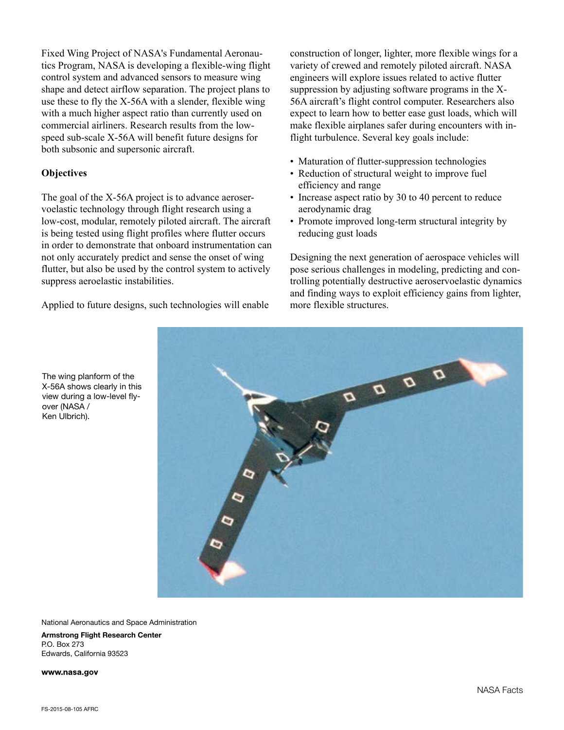Fixed Wing Project of NASA's Fundamental Aeronautics Program, NASA is developing a flexible-wing flight control system and advanced sensors to measure wing shape and detect airflow separation. The project plans to use these to fly the X-56A with a slender, flexible wing with a much higher aspect ratio than currently used on commercial airliners. Research results from the low-speed sub-scale X-56A will benefit future designs for both subsonic and supersonic aircraft.

**Objectives**

The goal of the X-56A project is to advance aeroservoelastic technology through flight research using a low-cost, modular, remotely piloted aircraft. The aircraft is being tested using flight profiles where flutter occurs in order to demonstrate that onboard instrumentation can not only accurately predict and sense the onset of wing flutter, but also be used by the control system to actively suppress aeroelastic instabilities.

Applied to future designs, such technologies will enable construction of longer, lighter, more flexible wings for a variety of crewed and remotely piloted aircraft. NASA engineers will explore issues related to active flutter suppression by adjusting software programs in the X-56A aircraft's flight control computer. Researchers also expect to learn how to better ease gust loads, which will make flexible airplanes safer during encounters with in-flight turbulence. Several key goals include:

- Maturation of flutter-suppression technologies
- Reduction of structural weight to improve fuel efficiency and range
- Increase aspect ratio by 30 to 40 percent to reduce aerodynamic drag
- Promote improved long-term structural integrity by reducing gust loads

Designing the next generation of aerospace vehicles will pose serious challenges in modeling, predicting and controlling potentially destructive aeroservoelastic dynamics and finding ways to exploit efficiency gains from lighter, more flexible structures.

The wing planform of the X-56A shows clearly in this view during a low-level fly-over (NASA / Ken Ulbrich).

National Aeronautics and Space Administration

**Armstrong Flight Research Center**
P.O. Box 273
Edwards, California 93523

**www.nasa.gov**

FS-2015-08-105 AFRC